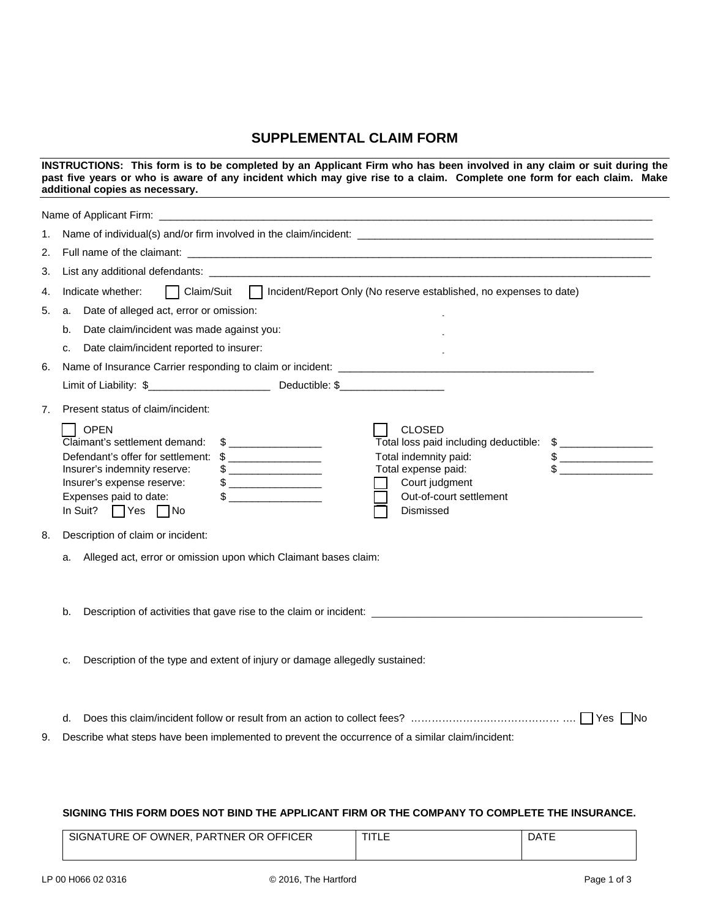# SUPPLEMENTAL CLAIM FORM

**INSTRUCTIONS: This form is to be completed by an Applicant Firm who has been involved in any claim or suit during the past five years or who is aware of any incident which may give rise to a claim. Complete one form for each claim. Make additional copies as necessary.**

Name of Applicant Firm: \_\_\_\_\_\_\_\_\_\_\_\_\_\_\_\_\_\_\_\_\_\_\_\_\_\_\_\_\_\_\_\_\_\_\_\_\_\_\_\_\_\_\_\_\_\_\_\_\_\_\_\_\_\_\_\_\_\_\_\_

1. Name of individual(s) and/or firm involved in the claim/incident: \_\_\_\_\_\_\_\_\_\_\_\_\_\_\_\_\_\_\_\_\_\_\_\_\_\_\_\_\_\_\_\_\_\_\_\_
2. Full name of the claimant: \_\_\_\_\_\_\_\_\_\_\_\_\_\_\_\_\_\_\_\_\_\_\_\_\_\_\_\_\_\_\_\_\_\_\_\_\_\_\_\_\_\_\_\_\_\_\_\_\_\_\_\_\_\_\_\_
3. List any additional defendants: \_\_\_\_\_\_\_\_\_\_\_\_\_\_\_\_\_\_\_\_\_\_\_\_\_\_\_\_\_\_\_\_\_\_\_\_\_\_\_\_\_\_\_\_\_\_\_\_\_\_\_\_
4. Indicate whether: ☐ Claim/Suit ☐ Incident/Report Only (No reserve established, no expenses to date)
5. a. Date of alleged act, error or omission:

   b. Date claim/incident was made against you:

   c. Date claim/incident reported to insurer:
6. Name of Insurance Carrier responding to claim or incident: \_\_\_\_\_\_\_\_\_\_\_\_\_\_\_\_\_\_\_\_\_\_\_\_\_\_\_\_\_\_\_\_\_\_\_\_\_\_\_\_\_\_\_\_\_\_

   Limit of Liability: $\_\_\_\_\_\_\_\_\_\_\_\_\_\_\_\_\_\_\_\_\_ Deductible: $\_\_\_\_\_\_\_\_\_\_\_\_\_\_\_\_\_\_
7. Present status of claim/incident:

   ☐ OPEN
   - Claimant's settlement demand: $ \_\_\_\_\_\_\_\_\_\_\_\_\_\_\_\_
   - Defendant's offer for settlement: $ \_\_\_\_\_\_\_\_\_\_\_\_\_\_\_\_
   - Insurer's indemnity reserve: $ \_\_\_\_\_\_\_\_\_\_\_\_\_\_\_\_
   - Insurer's expense reserve: $ \_\_\_\_\_\_\_\_\_\_\_\_\_\_\_\_
   - Expenses paid to date: $ \_\_\_\_\_\_\_\_\_\_\_\_\_\_\_\_
   - In Suit? ☐ Yes ☐ No

   ☐ CLOSED
   - Total loss paid including deductible: $ \_\_\_\_\_\_\_\_\_\_\_\_\_\_\_\_
   - Total indemnity paid: $ \_\_\_\_\_\_\_\_\_\_\_\_\_\_\_\_
   - Total expense paid: $ \_\_\_\_\_\_\_\_\_\_\_\_\_\_\_\_
   - ☐ Court judgment
   - ☐ Out-of-court settlement
   - ☐ Dismissed
8. Description of claim or incident:

   a. Alleged act, error or omission upon which Claimant bases claim:

   b. Description of activities that gave rise to the claim or incident: \_\_\_\_\_\_\_\_\_\_\_\_\_\_\_\_\_\_\_\_\_\_\_\_\_\_\_\_\_\_\_\_\_\_\_\_\_\_\_\_\_\_\_\_

   c. Description of the type and extent of injury or damage allegedly sustained:

   d. Does this claim/incident follow or result from an action to collect fees? ……………………………………. …. ☐ Yes ☐ No
9. Describe what steps have been implemented to prevent the occurrence of a similar claim/incident:

**SIGNING THIS FORM DOES NOT BIND THE APPLICANT FIRM OR THE COMPANY TO COMPLETE THE INSURANCE.**

| SIGNATURE OF OWNER, PARTNER OR OFFICER | TITLE | DATE |
| --- | --- | --- |
| | | |

LP 00 H066 02 0316 © 2016, The Hartford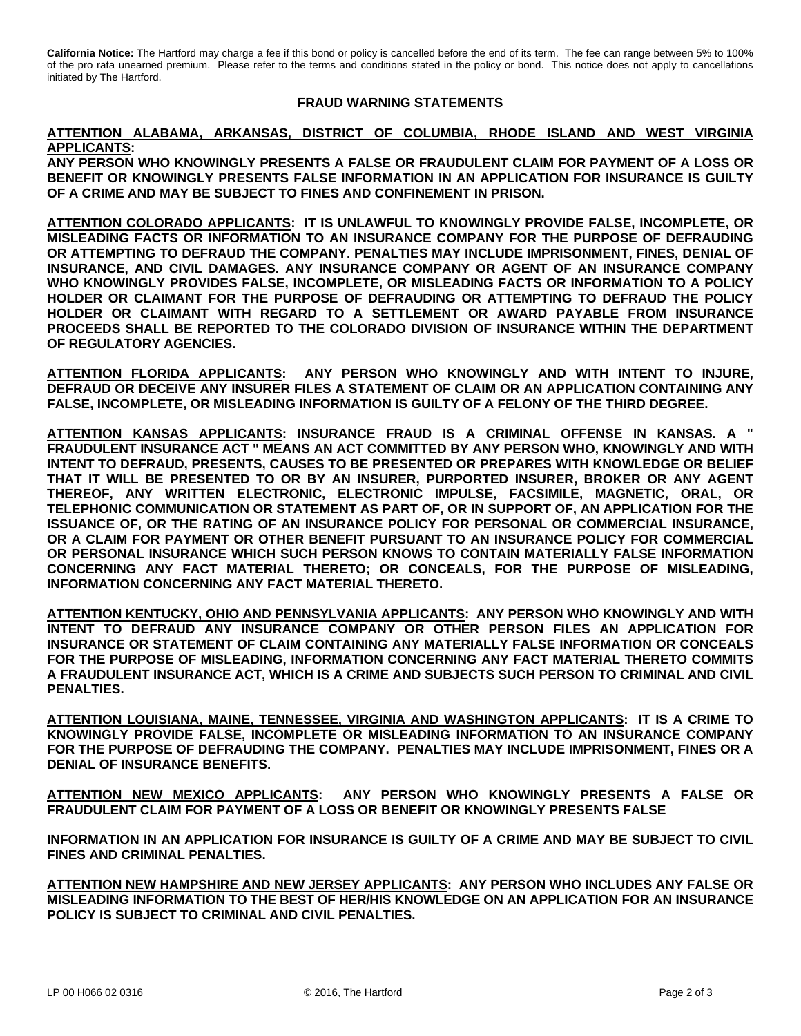**California Notice:** The Hartford may charge a fee if this bond or policy is cancelled before the end of its term. The fee can range between 5% to 100% of the pro rata unearned premium. Please refer to the terms and conditions stated in the policy or bond. This notice does not apply to cancellations initiated by The Hartford.

## FRAUD WARNING STATEMENTS

**ATTENTION ALABAMA, ARKANSAS, DISTRICT OF COLUMBIA, RHODE ISLAND AND WEST VIRGINIA APPLICANTS:**

**ANY PERSON WHO KNOWINGLY PRESENTS A FALSE OR FRAUDULENT CLAIM FOR PAYMENT OF A LOSS OR BENEFIT OR KNOWINGLY PRESENTS FALSE INFORMATION IN AN APPLICATION FOR INSURANCE IS GUILTY OF A CRIME AND MAY BE SUBJECT TO FINES AND CONFINEMENT IN PRISON.**

**ATTENTION COLORADO APPLICANTS: IT IS UNLAWFUL TO KNOWINGLY PROVIDE FALSE, INCOMPLETE, OR MISLEADING FACTS OR INFORMATION TO AN INSURANCE COMPANY FOR THE PURPOSE OF DEFRAUDING OR ATTEMPTING TO DEFRAUD THE COMPANY. PENALTIES MAY INCLUDE IMPRISONMENT, FINES, DENIAL OF INSURANCE, AND CIVIL DAMAGES. ANY INSURANCE COMPANY OR AGENT OF AN INSURANCE COMPANY WHO KNOWINGLY PROVIDES FALSE, INCOMPLETE, OR MISLEADING FACTS OR INFORMATION TO A POLICY HOLDER OR CLAIMANT FOR THE PURPOSE OF DEFRAUDING OR ATTEMPTING TO DEFRAUD THE POLICY HOLDER OR CLAIMANT WITH REGARD TO A SETTLEMENT OR AWARD PAYABLE FROM INSURANCE PROCEEDS SHALL BE REPORTED TO THE COLORADO DIVISION OF INSURANCE WITHIN THE DEPARTMENT OF REGULATORY AGENCIES.**

**ATTENTION FLORIDA APPLICANTS: ANY PERSON WHO KNOWINGLY AND WITH INTENT TO INJURE, DEFRAUD OR DECEIVE ANY INSURER FILES A STATEMENT OF CLAIM OR AN APPLICATION CONTAINING ANY FALSE, INCOMPLETE, OR MISLEADING INFORMATION IS GUILTY OF A FELONY OF THE THIRD DEGREE.**

**ATTENTION KANSAS APPLICANTS: INSURANCE FRAUD IS A CRIMINAL OFFENSE IN KANSAS. A " FRAUDULENT INSURANCE ACT " MEANS AN ACT COMMITTED BY ANY PERSON WHO, KNOWINGLY AND WITH INTENT TO DEFRAUD, PRESENTS, CAUSES TO BE PRESENTED OR PREPARES WITH KNOWLEDGE OR BELIEF THAT IT WILL BE PRESENTED TO OR BY AN INSURER, PURPORTED INSURER, BROKER OR ANY AGENT THEREOF, ANY WRITTEN ELECTRONIC, ELECTRONIC IMPULSE, FACSIMILE, MAGNETIC, ORAL, OR TELEPHONIC COMMUNICATION OR STATEMENT AS PART OF, OR IN SUPPORT OF, AN APPLICATION FOR THE ISSUANCE OF, OR THE RATING OF AN INSURANCE POLICY FOR PERSONAL OR COMMERCIAL INSURANCE, OR A CLAIM FOR PAYMENT OR OTHER BENEFIT PURSUANT TO AN INSURANCE POLICY FOR COMMERCIAL OR PERSONAL INSURANCE WHICH SUCH PERSON KNOWS TO CONTAIN MATERIALLY FALSE INFORMATION CONCERNING ANY FACT MATERIAL THERETO; OR CONCEALS, FOR THE PURPOSE OF MISLEADING, INFORMATION CONCERNING ANY FACT MATERIAL THERETO.**

**ATTENTION KENTUCKY, OHIO AND PENNSYLVANIA APPLICANTS: ANY PERSON WHO KNOWINGLY AND WITH INTENT TO DEFRAUD ANY INSURANCE COMPANY OR OTHER PERSON FILES AN APPLICATION FOR INSURANCE OR STATEMENT OF CLAIM CONTAINING ANY MATERIALLY FALSE INFORMATION OR CONCEALS FOR THE PURPOSE OF MISLEADING, INFORMATION CONCERNING ANY FACT MATERIAL THERETO COMMITS A FRAUDULENT INSURANCE ACT, WHICH IS A CRIME AND SUBJECTS SUCH PERSON TO CRIMINAL AND CIVIL PENALTIES.**

**ATTENTION LOUISIANA, MAINE, TENNESSEE, VIRGINIA AND WASHINGTON APPLICANTS: IT IS A CRIME TO KNOWINGLY PROVIDE FALSE, INCOMPLETE OR MISLEADING INFORMATION TO AN INSURANCE COMPANY FOR THE PURPOSE OF DEFRAUDING THE COMPANY. PENALTIES MAY INCLUDE IMPRISONMENT, FINES OR A DENIAL OF INSURANCE BENEFITS.**

**ATTENTION NEW MEXICO APPLICANTS: ANY PERSON WHO KNOWINGLY PRESENTS A FALSE OR FRAUDULENT CLAIM FOR PAYMENT OF A LOSS OR BENEFIT OR KNOWINGLY PRESENTS FALSE**

**INFORMATION IN AN APPLICATION FOR INSURANCE IS GUILTY OF A CRIME AND MAY BE SUBJECT TO CIVIL FINES AND CRIMINAL PENALTIES.**

**ATTENTION NEW HAMPSHIRE AND NEW JERSEY APPLICANTS: ANY PERSON WHO INCLUDES ANY FALSE OR MISLEADING INFORMATION TO THE BEST OF HER/HIS KNOWLEDGE ON AN APPLICATION FOR AN INSURANCE POLICY IS SUBJECT TO CRIMINAL AND CIVIL PENALTIES.**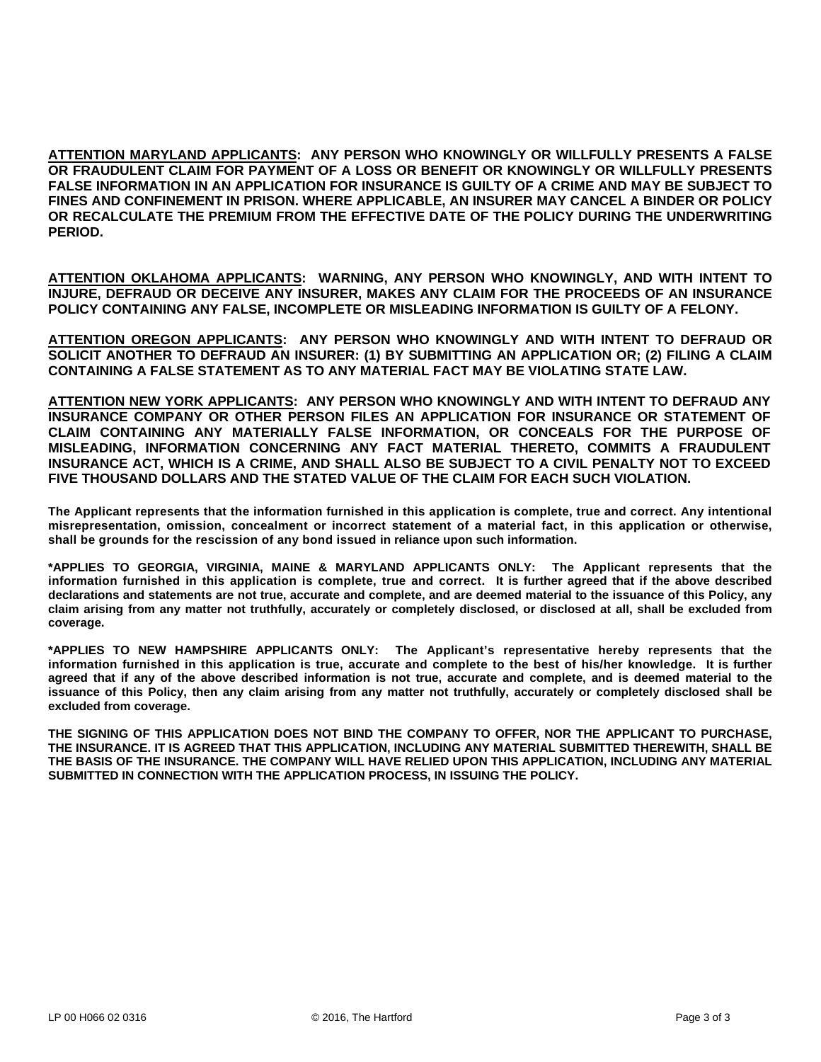**<u>ATTENTION MARYLAND APPLICANTS</u>: ANY PERSON WHO KNOWINGLY OR WILLFULLY PRESENTS A FALSE OR FRAUDULENT CLAIM FOR PAYMENT OF A LOSS OR BENEFIT OR KNOWINGLY OR WILLFULLY PRESENTS FALSE INFORMATION IN AN APPLICATION FOR INSURANCE IS GUILTY OF A CRIME AND MAY BE SUBJECT TO FINES AND CONFINEMENT IN PRISON. WHERE APPLICABLE, AN INSURER MAY CANCEL A BINDER OR POLICY OR RECALCULATE THE PREMIUM FROM THE EFFECTIVE DATE OF THE POLICY DURING THE UNDERWRITING PERIOD.**

**<u>ATTENTION OKLAHOMA APPLICANTS</u>: WARNING, ANY PERSON WHO KNOWINGLY, AND WITH INTENT TO INJURE, DEFRAUD OR DECEIVE ANY INSURER, MAKES ANY CLAIM FOR THE PROCEEDS OF AN INSURANCE POLICY CONTAINING ANY FALSE, INCOMPLETE OR MISLEADING INFORMATION IS GUILTY OF A FELONY.**

**<u>ATTENTION OREGON APPLICANTS</u>: ANY PERSON WHO KNOWINGLY AND WITH INTENT TO DEFRAUD OR SOLICIT ANOTHER TO DEFRAUD AN INSURER: (1) BY SUBMITTING AN APPLICATION OR; (2) FILING A CLAIM CONTAINING A FALSE STATEMENT AS TO ANY MATERIAL FACT MAY BE VIOLATING STATE LAW.**

**<u>ATTENTION NEW YORK APPLICANTS</u>: ANY PERSON WHO KNOWINGLY AND WITH INTENT TO DEFRAUD ANY INSURANCE COMPANY OR OTHER PERSON FILES AN APPLICATION FOR INSURANCE OR STATEMENT OF CLAIM CONTAINING ANY MATERIALLY FALSE INFORMATION, OR CONCEALS FOR THE PURPOSE OF MISLEADING, INFORMATION CONCERNING ANY FACT MATERIAL THERETO, COMMITS A FRAUDULENT INSURANCE ACT, WHICH IS A CRIME, AND SHALL ALSO BE SUBJECT TO A CIVIL PENALTY NOT TO EXCEED FIVE THOUSAND DOLLARS AND THE STATED VALUE OF THE CLAIM FOR EACH SUCH VIOLATION.**

**The Applicant represents that the information furnished in this application is complete, true and correct. Any intentional misrepresentation, omission, concealment or incorrect statement of a material fact, in this application or otherwise, shall be grounds for the rescission of any bond issued in reliance upon such information.**

**\*APPLIES TO GEORGIA, VIRGINIA, MAINE & MARYLAND APPLICANTS ONLY: The Applicant represents that the information furnished in this application is complete, true and correct. It is further agreed that if the above described declarations and statements are not true, accurate and complete, and are deemed material to the issuance of this Policy, any claim arising from any matter not truthfully, accurately or completely disclosed, or disclosed at all, shall be excluded from coverage.**

**\*APPLIES TO NEW HAMPSHIRE APPLICANTS ONLY: The Applicant's representative hereby represents that the information furnished in this application is true, accurate and complete to the best of his/her knowledge. It is further agreed that if any of the above described information is not true, accurate and complete, and is deemed material to the issuance of this Policy, then any claim arising from any matter not truthfully, accurately or completely disclosed shall be excluded from coverage.**

**THE SIGNING OF THIS APPLICATION DOES NOT BIND THE COMPANY TO OFFER, NOR THE APPLICANT TO PURCHASE, THE INSURANCE. IT IS AGREED THAT THIS APPLICATION, INCLUDING ANY MATERIAL SUBMITTED THEREWITH, SHALL BE THE BASIS OF THE INSURANCE. THE COMPANY WILL HAVE RELIED UPON THIS APPLICATION, INCLUDING ANY MATERIAL SUBMITTED IN CONNECTION WITH THE APPLICATION PROCESS, IN ISSUING THE POLICY.**

LP 00 H066 02 0316 © 2016, The Hartford